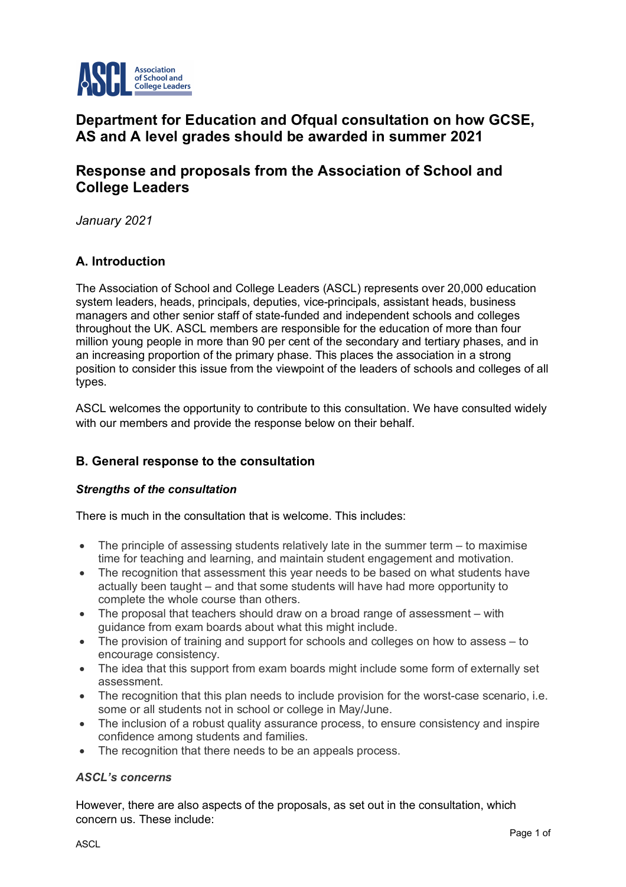# Department for Education and Ofqual consultation on how GCSE, AS and A level grades should be awarded in summer 2021

## Response and proposals from the Association of School and College Leaders

*January 2021*

### A. Introduction

The Association of School and College Leaders (ASCL) represents over 20,000 education system leaders, heads, principals, deputies, vice-principals, assistant heads, business managers and other senior staff of state-funded and independent schools and colleges throughout the UK. ASCL members are responsible for the education of more than four million young people in more than 90 per cent of the secondary and tertiary phases, and in an increasing proportion of the primary phase. This places the association in a strong position to consider this issue from the viewpoint of the leaders of schools and colleges of all types.

ASCL welcomes the opportunity to contribute to this consultation. We have consulted widely with our members and provide the response below on their behalf.

### B. General response to the consultation

***Strengths of the consultation***

There is much in the consultation that is welcome. This includes:

- The principle of assessing students relatively late in the summer term – to maximise time for teaching and learning, and maintain student engagement and motivation.
- The recognition that assessment this year needs to be based on what students have actually been taught – and that some students will have had more opportunity to complete the whole course than others.
- The proposal that teachers should draw on a broad range of assessment – with guidance from exam boards about what this might include.
- The provision of training and support for schools and colleges on how to assess – to encourage consistency.
- The idea that this support from exam boards might include some form of externally set assessment.
- The recognition that this plan needs to include provision for the worst-case scenario, i.e. some or all students not in school or college in May/June.
- The inclusion of a robust quality assurance process, to ensure consistency and inspire confidence among students and families.
- The recognition that there needs to be an appeals process.

***ASCL's concerns***

However, there are also aspects of the proposals, as set out in the consultation, which concern us. These include: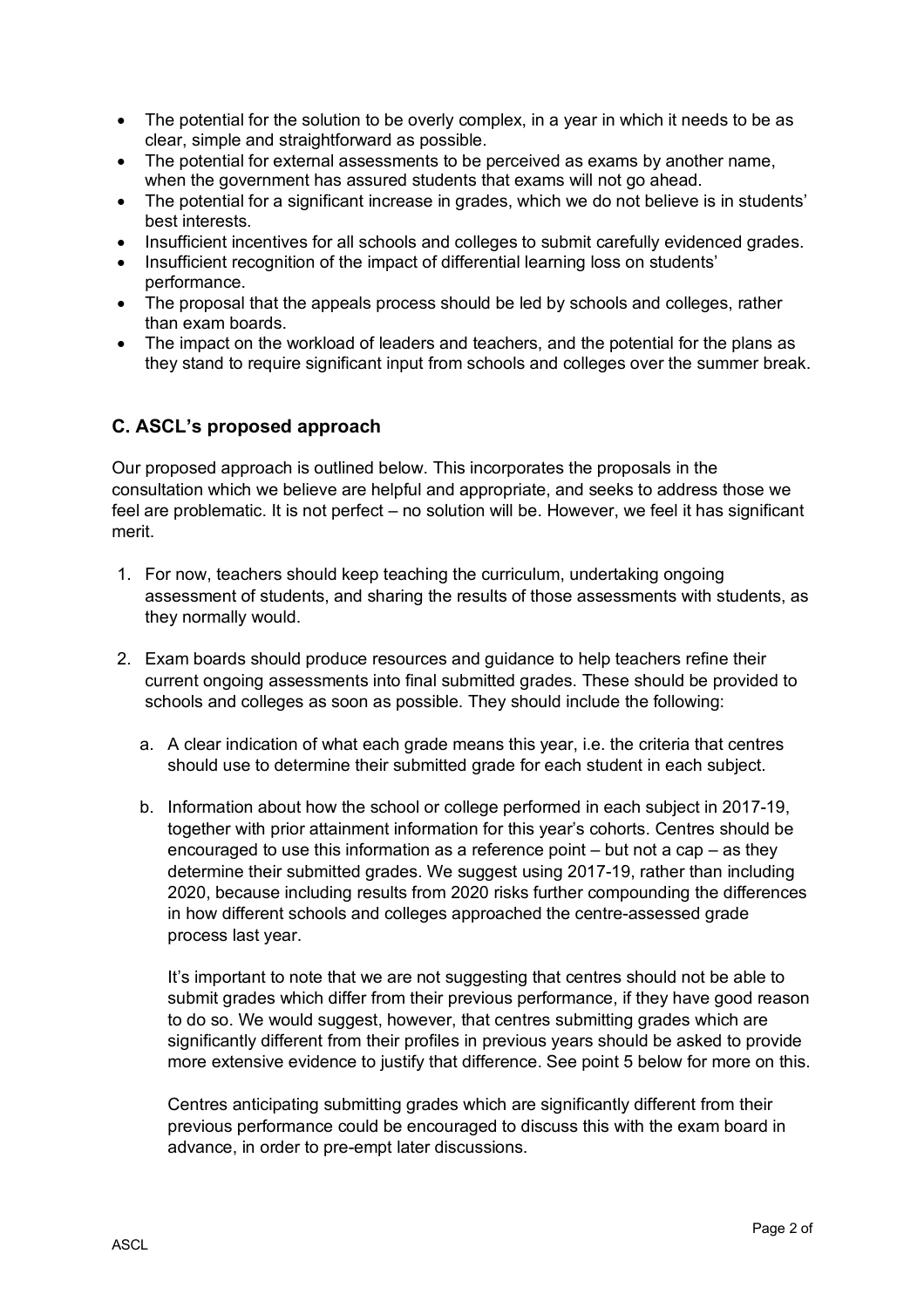- The potential for the solution to be overly complex, in a year in which it needs to be as clear, simple and straightforward as possible.
- The potential for external assessments to be perceived as exams by another name, when the government has assured students that exams will not go ahead.
- The potential for a significant increase in grades, which we do not believe is in students' best interests.
- Insufficient incentives for all schools and colleges to submit carefully evidenced grades.
- Insufficient recognition of the impact of differential learning loss on students' performance.
- The proposal that the appeals process should be led by schools and colleges, rather than exam boards.
- The impact on the workload of leaders and teachers, and the potential for the plans as they stand to require significant input from schools and colleges over the summer break.

## C. ASCL's proposed approach

Our proposed approach is outlined below. This incorporates the proposals in the consultation which we believe are helpful and appropriate, and seeks to address those we feel are problematic. It is not perfect – no solution will be. However, we feel it has significant merit.

1. For now, teachers should keep teaching the curriculum, undertaking ongoing assessment of students, and sharing the results of those assessments with students, as they normally would.

2. Exam boards should produce resources and guidance to help teachers refine their current ongoing assessments into final submitted grades. These should be provided to schools and colleges as soon as possible. They should include the following:

   a. A clear indication of what each grade means this year, i.e. the criteria that centres should use to determine their submitted grade for each student in each subject.

   b. Information about how the school or college performed in each subject in 2017-19, together with prior attainment information for this year's cohorts. Centres should be encouraged to use this information as a reference point – but not a cap – as they determine their submitted grades. We suggest using 2017-19, rather than including 2020, because including results from 2020 risks further compounding the differences in how different schools and colleges approached the centre-assessed grade process last year.

      It's important to note that we are not suggesting that centres should not be able to submit grades which differ from their previous performance, if they have good reason to do so. We would suggest, however, that centres submitting grades which are significantly different from their profiles in previous years should be asked to provide more extensive evidence to justify that difference. See point 5 below for more on this.

      Centres anticipating submitting grades which are significantly different from their previous performance could be encouraged to discuss this with the exam board in advance, in order to pre-empt later discussions.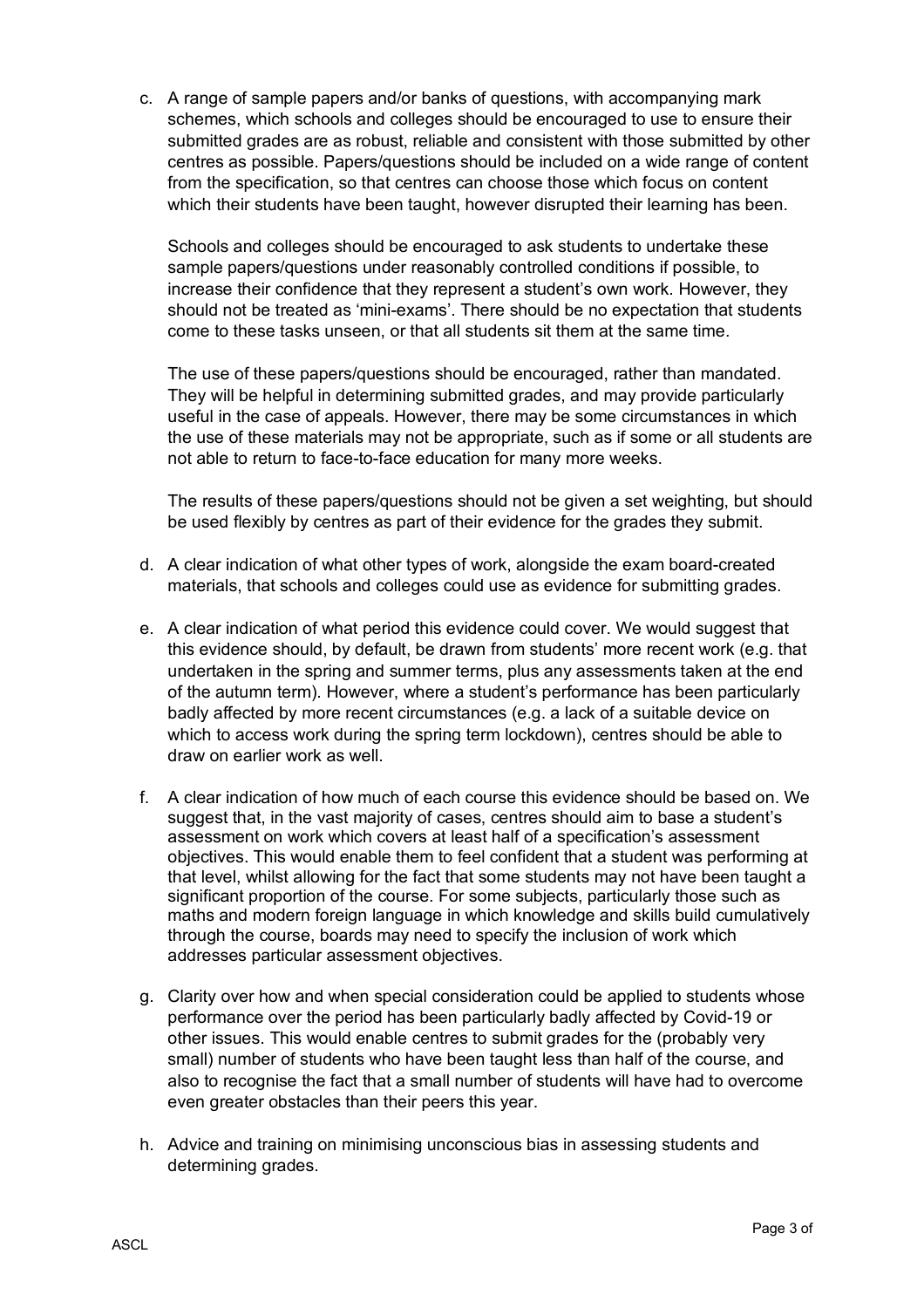c. A range of sample papers and/or banks of questions, with accompanying mark schemes, which schools and colleges should be encouraged to use to ensure their submitted grades are as robust, reliable and consistent with those submitted by other centres as possible. Papers/questions should be included on a wide range of content from the specification, so that centres can choose those which focus on content which their students have been taught, however disrupted their learning has been.

   Schools and colleges should be encouraged to ask students to undertake these sample papers/questions under reasonably controlled conditions if possible, to increase their confidence that they represent a student's own work. However, they should not be treated as 'mini-exams'. There should be no expectation that students come to these tasks unseen, or that all students sit them at the same time.

   The use of these papers/questions should be encouraged, rather than mandated. They will be helpful in determining submitted grades, and may provide particularly useful in the case of appeals. However, there may be some circumstances in which the use of these materials may not be appropriate, such as if some or all students are not able to return to face-to-face education for many more weeks.

   The results of these papers/questions should not be given a set weighting, but should be used flexibly by centres as part of their evidence for the grades they submit.

d. A clear indication of what other types of work, alongside the exam board-created materials, that schools and colleges could use as evidence for submitting grades.

e. A clear indication of what period this evidence could cover. We would suggest that this evidence should, by default, be drawn from students' more recent work (e.g. that undertaken in the spring and summer terms, plus any assessments taken at the end of the autumn term). However, where a student's performance has been particularly badly affected by more recent circumstances (e.g. a lack of a suitable device on which to access work during the spring term lockdown), centres should be able to draw on earlier work as well.

f. A clear indication of how much of each course this evidence should be based on. We suggest that, in the vast majority of cases, centres should aim to base a student's assessment on work which covers at least half of a specification's assessment objectives. This would enable them to feel confident that a student was performing at that level, whilst allowing for the fact that some students may not have been taught a significant proportion of the course. For some subjects, particularly those such as maths and modern foreign language in which knowledge and skills build cumulatively through the course, boards may need to specify the inclusion of work which addresses particular assessment objectives.

g. Clarity over how and when special consideration could be applied to students whose performance over the period has been particularly badly affected by Covid-19 or other issues. This would enable centres to submit grades for the (probably very small) number of students who have been taught less than half of the course, and also to recognise the fact that a small number of students will have had to overcome even greater obstacles than their peers this year.

h. Advice and training on minimising unconscious bias in assessing students and determining grades.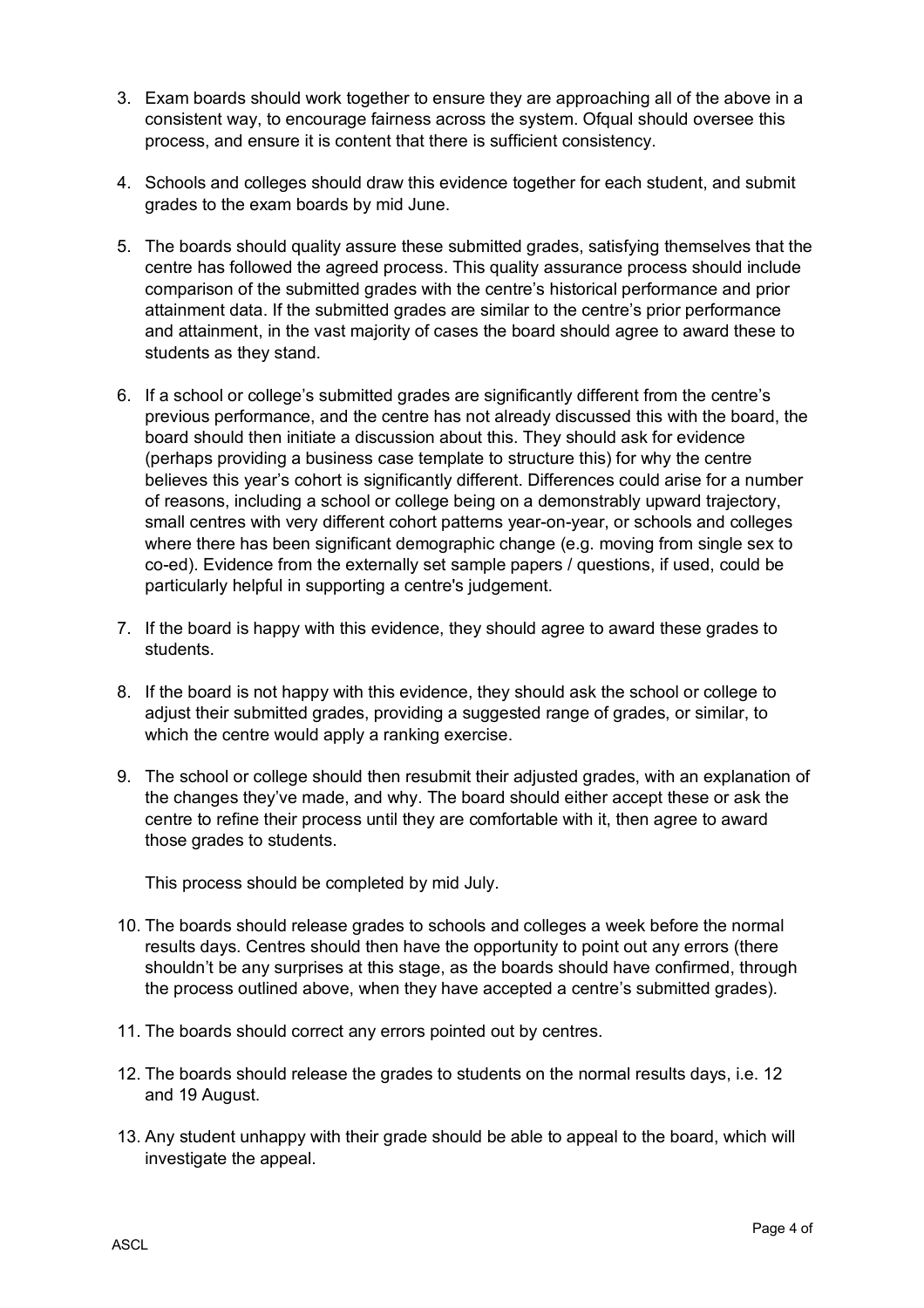3. Exam boards should work together to ensure they are approaching all of the above in a consistent way, to encourage fairness across the system. Ofqual should oversee this process, and ensure it is content that there is sufficient consistency.

4. Schools and colleges should draw this evidence together for each student, and submit grades to the exam boards by mid June.

5. The boards should quality assure these submitted grades, satisfying themselves that the centre has followed the agreed process. This quality assurance process should include comparison of the submitted grades with the centre's historical performance and prior attainment data. If the submitted grades are similar to the centre's prior performance and attainment, in the vast majority of cases the board should agree to award these to students as they stand.

6. If a school or college's submitted grades are significantly different from the centre's previous performance, and the centre has not already discussed this with the board, the board should then initiate a discussion about this. They should ask for evidence (perhaps providing a business case template to structure this) for why the centre believes this year's cohort is significantly different. Differences could arise for a number of reasons, including a school or college being on a demonstrably upward trajectory, small centres with very different cohort patterns year-on-year, or schools and colleges where there has been significant demographic change (e.g. moving from single sex to co-ed). Evidence from the externally set sample papers / questions, if used, could be particularly helpful in supporting a centre's judgement.

7. If the board is happy with this evidence, they should agree to award these grades to students.

8. If the board is not happy with this evidence, they should ask the school or college to adjust their submitted grades, providing a suggested range of grades, or similar, to which the centre would apply a ranking exercise.

9. The school or college should then resubmit their adjusted grades, with an explanation of the changes they've made, and why. The board should either accept these or ask the centre to refine their process until they are comfortable with it, then agree to award those grades to students.

   This process should be completed by mid July.

10. The boards should release grades to schools and colleges a week before the normal results days. Centres should then have the opportunity to point out any errors (there shouldn't be any surprises at this stage, as the boards should have confirmed, through the process outlined above, when they have accepted a centre's submitted grades).

11. The boards should correct any errors pointed out by centres.

12. The boards should release the grades to students on the normal results days, i.e. 12 and 19 August.

13. Any student unhappy with their grade should be able to appeal to the board, which will investigate the appeal.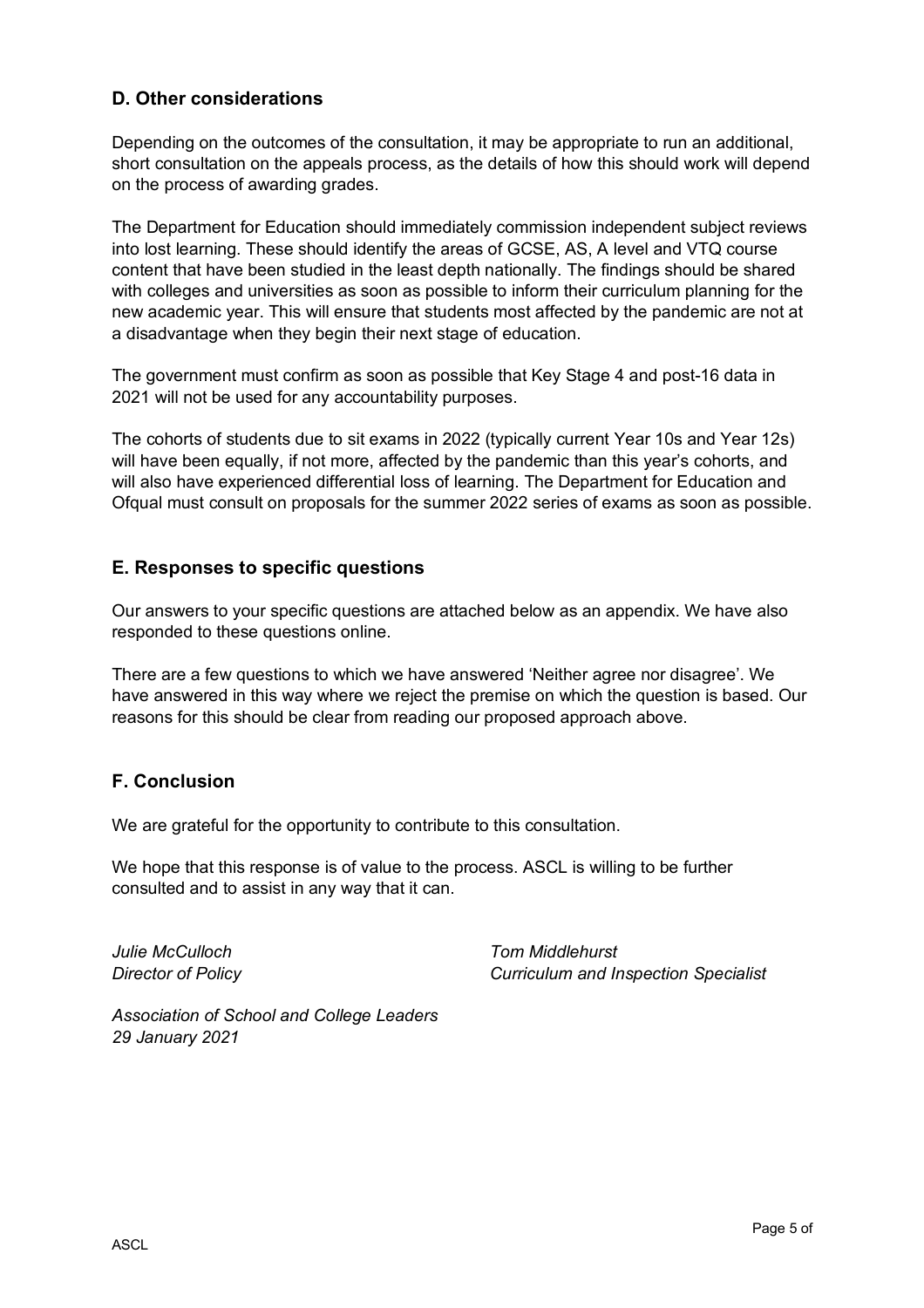## D. Other considerations

Depending on the outcomes of the consultation, it may be appropriate to run an additional, short consultation on the appeals process, as the details of how this should work will depend on the process of awarding grades.

The Department for Education should immediately commission independent subject reviews into lost learning. These should identify the areas of GCSE, AS, A level and VTQ course content that have been studied in the least depth nationally. The findings should be shared with colleges and universities as soon as possible to inform their curriculum planning for the new academic year. This will ensure that students most affected by the pandemic are not at a disadvantage when they begin their next stage of education.

The government must confirm as soon as possible that Key Stage 4 and post-16 data in 2021 will not be used for any accountability purposes.

The cohorts of students due to sit exams in 2022 (typically current Year 10s and Year 12s) will have been equally, if not more, affected by the pandemic than this year's cohorts, and will also have experienced differential loss of learning. The Department for Education and Ofqual must consult on proposals for the summer 2022 series of exams as soon as possible.

## E. Responses to specific questions

Our answers to your specific questions are attached below as an appendix. We have also responded to these questions online.

There are a few questions to which we have answered 'Neither agree nor disagree'. We have answered in this way where we reject the premise on which the question is based. Our reasons for this should be clear from reading our proposed approach above.

## F. Conclusion

We are grateful for the opportunity to contribute to this consultation.

We hope that this response is of value to the process. ASCL is willing to be further consulted and to assist in any way that it can.

*Julie McCulloch*
*Director of Policy*

*Tom Middlehurst*
*Curriculum and Inspection Specialist*

*Association of School and College Leaders*
*29 January 2021*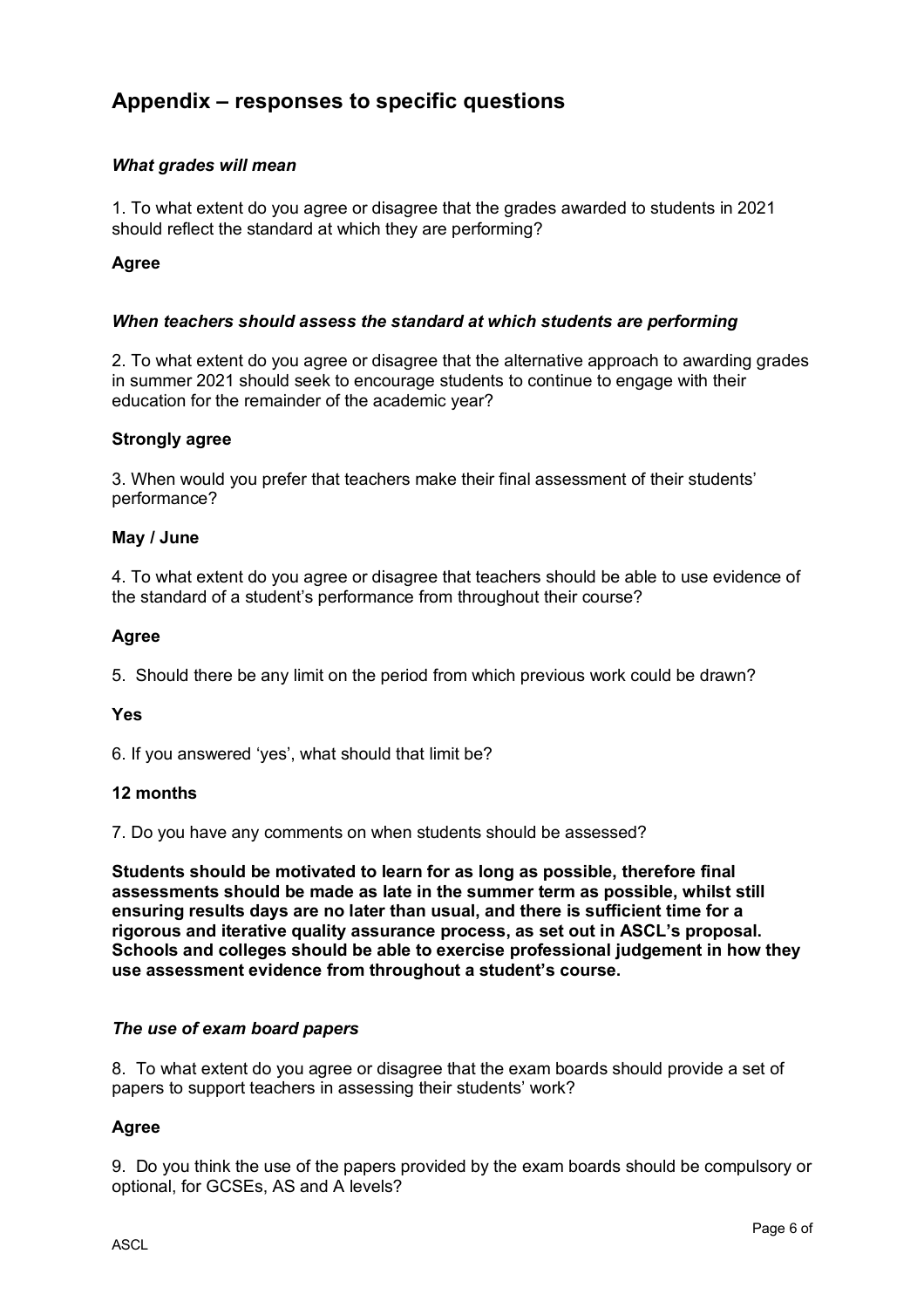## Appendix – responses to specific questions

***What grades will mean***

1. To what extent do you agree or disagree that the grades awarded to students in 2021 should reflect the standard at which they are performing?

**Agree**

***When teachers should assess the standard at which students are performing***

2. To what extent do you agree or disagree that the alternative approach to awarding grades in summer 2021 should seek to encourage students to continue to engage with their education for the remainder of the academic year?

**Strongly agree**

3. When would you prefer that teachers make their final assessment of their students' performance?

**May / June**

4. To what extent do you agree or disagree that teachers should be able to use evidence of the standard of a student's performance from throughout their course?

**Agree**

5. Should there be any limit on the period from which previous work could be drawn?

**Yes**

6. If you answered 'yes', what should that limit be?

**12 months**

7. Do you have any comments on when students should be assessed?

**Students should be motivated to learn for as long as possible, therefore final assessments should be made as late in the summer term as possible, whilst still ensuring results days are no later than usual, and there is sufficient time for a rigorous and iterative quality assurance process, as set out in ASCL's proposal. Schools and colleges should be able to exercise professional judgement in how they use assessment evidence from throughout a student's course.**

***The use of exam board papers***

8. To what extent do you agree or disagree that the exam boards should provide a set of papers to support teachers in assessing their students' work?

**Agree**

9. Do you think the use of the papers provided by the exam boards should be compulsory or optional, for GCSEs, AS and A levels?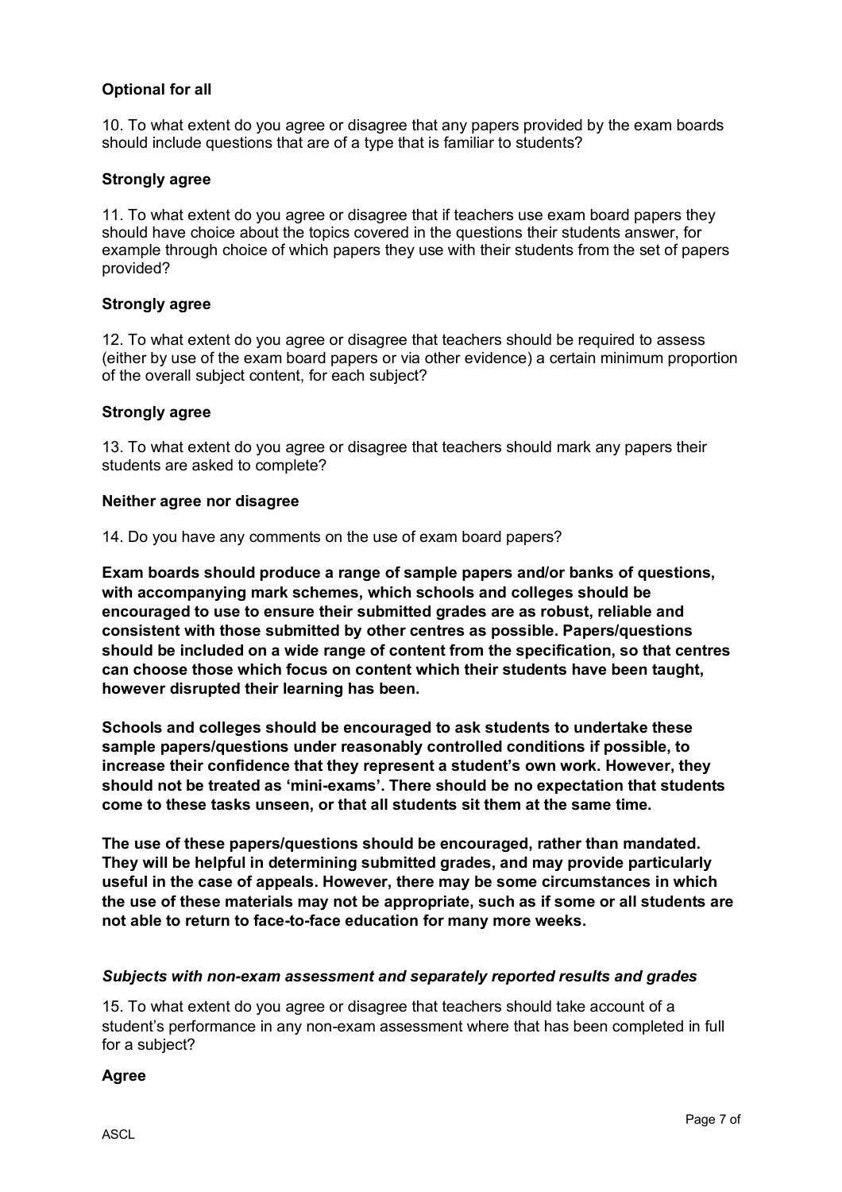**Optional for all**

10. To what extent do you agree or disagree that any papers provided by the exam boards should include questions that are of a type that is familiar to students?

**Strongly agree**

11. To what extent do you agree or disagree that if teachers use exam board papers they should have choice about the topics covered in the questions their students answer, for example through choice of which papers they use with their students from the set of papers provided?

**Strongly agree**

12. To what extent do you agree or disagree that teachers should be required to assess (either by use of the exam board papers or via other evidence) a certain minimum proportion of the overall subject content, for each subject?

**Strongly agree**

13. To what extent do you agree or disagree that teachers should mark any papers their students are asked to complete?

**Neither agree nor disagree**

14. Do you have any comments on the use of exam board papers?

**Exam boards should produce a range of sample papers and/or banks of questions, with accompanying mark schemes, which schools and colleges should be encouraged to use to ensure their submitted grades are as robust, reliable and consistent with those submitted by other centres as possible. Papers/questions should be included on a wide range of content from the specification, so that centres can choose those which focus on content which their students have been taught, however disrupted their learning has been.**

**Schools and colleges should be encouraged to ask students to undertake these sample papers/questions under reasonably controlled conditions if possible, to increase their confidence that they represent a student's own work. However, they should not be treated as 'mini-exams'. There should be no expectation that students come to these tasks unseen, or that all students sit them at the same time.**

**The use of these papers/questions should be encouraged, rather than mandated. They will be helpful in determining submitted grades, and may provide particularly useful in the case of appeals. However, there may be some circumstances in which the use of these materials may not be appropriate, such as if some or all students are not able to return to face-to-face education for many more weeks.**

***Subjects with non-exam assessment and separately reported results and grades***

15. To what extent do you agree or disagree that teachers should take account of a student's performance in any non-exam assessment where that has been completed in full for a subject?

**Agree**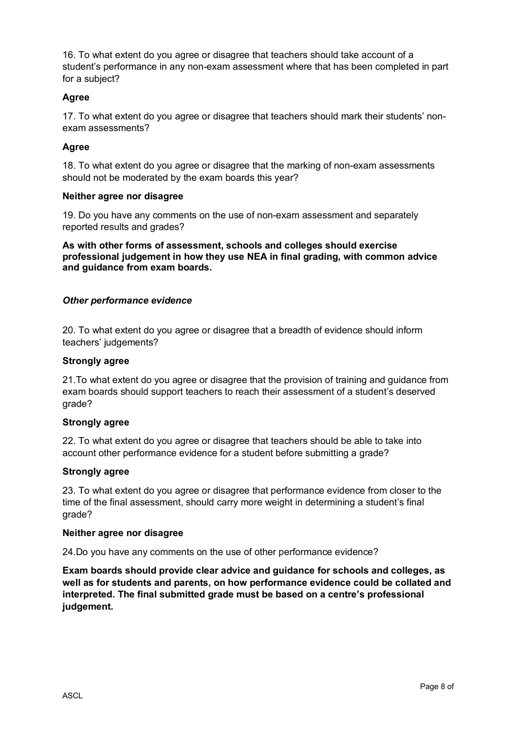16. To what extent do you agree or disagree that teachers should take account of a student's performance in any non-exam assessment where that has been completed in part for a subject?

**Agree**

17. To what extent do you agree or disagree that teachers should mark their students' non-exam assessments?

**Agree**

18. To what extent do you agree or disagree that the marking of non-exam assessments should not be moderated by the exam boards this year?

**Neither agree nor disagree**

19. Do you have any comments on the use of non-exam assessment and separately reported results and grades?

**As with other forms of assessment, schools and colleges should exercise professional judgement in how they use NEA in final grading, with common advice and guidance from exam boards.**

***Other performance evidence***

20. To what extent do you agree or disagree that a breadth of evidence should inform teachers' judgements?

**Strongly agree**

21.To what extent do you agree or disagree that the provision of training and guidance from exam boards should support teachers to reach their assessment of a student's deserved grade?

**Strongly agree**

22. To what extent do you agree or disagree that teachers should be able to take into account other performance evidence for a student before submitting a grade?

**Strongly agree**

23. To what extent do you agree or disagree that performance evidence from closer to the time of the final assessment, should carry more weight in determining a student's final grade?

**Neither agree nor disagree**

24.Do you have any comments on the use of other performance evidence?

**Exam boards should provide clear advice and guidance for schools and colleges, as well as for students and parents, on how performance evidence could be collated and interpreted. The final submitted grade must be based on a centre's professional judgement.**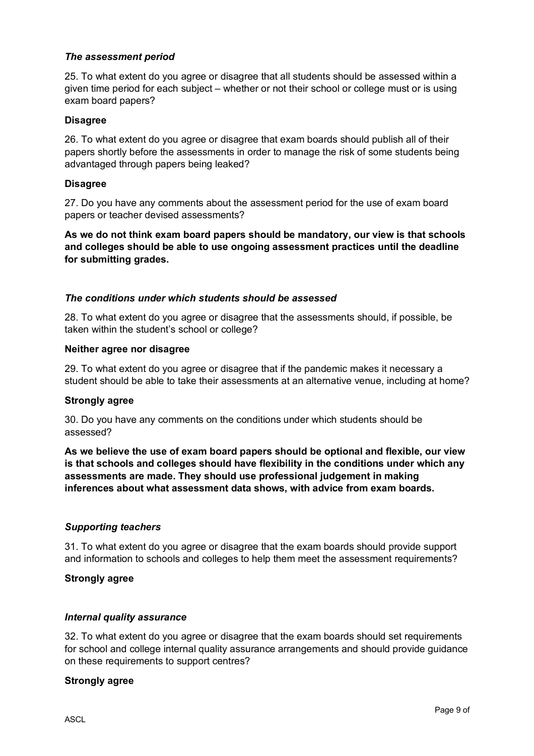*The assessment period*

25. To what extent do you agree or disagree that all students should be assessed within a given time period for each subject – whether or not their school or college must or is using exam board papers?

**Disagree**

26. To what extent do you agree or disagree that exam boards should publish all of their papers shortly before the assessments in order to manage the risk of some students being advantaged through papers being leaked?

**Disagree**

27. Do you have any comments about the assessment period for the use of exam board papers or teacher devised assessments?

**As we do not think exam board papers should be mandatory, our view is that schools and colleges should be able to use ongoing assessment practices until the deadline for submitting grades.**

*The conditions under which students should be assessed*

28. To what extent do you agree or disagree that the assessments should, if possible, be taken within the student's school or college?

**Neither agree nor disagree**

29. To what extent do you agree or disagree that if the pandemic makes it necessary a student should be able to take their assessments at an alternative venue, including at home?

**Strongly agree**

30. Do you have any comments on the conditions under which students should be assessed?

**As we believe the use of exam board papers should be optional and flexible, our view is that schools and colleges should have flexibility in the conditions under which any assessments are made. They should use professional judgement in making inferences about what assessment data shows, with advice from exam boards.**

*Supporting teachers*

31. To what extent do you agree or disagree that the exam boards should provide support and information to schools and colleges to help them meet the assessment requirements?

**Strongly agree**

*Internal quality assurance*

32. To what extent do you agree or disagree that the exam boards should set requirements for school and college internal quality assurance arrangements and should provide guidance on these requirements to support centres?

**Strongly agree**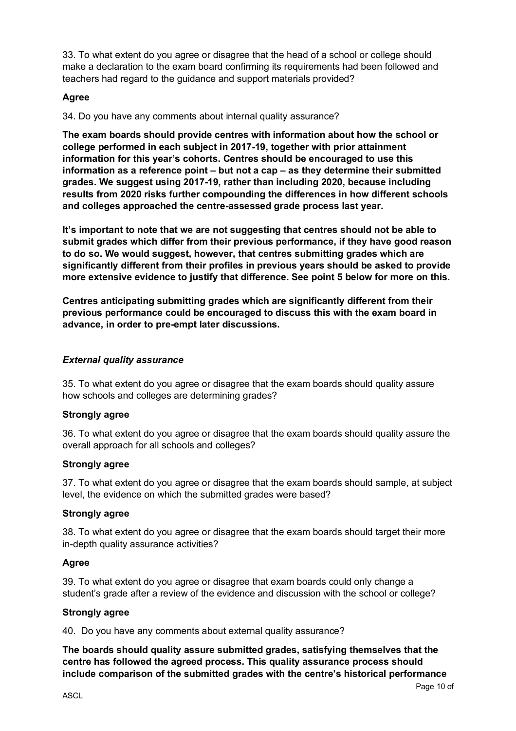33. To what extent do you agree or disagree that the head of a school or college should make a declaration to the exam board confirming its requirements had been followed and teachers had regard to the guidance and support materials provided?

**Agree**

34. Do you have any comments about internal quality assurance?

**The exam boards should provide centres with information about how the school or college performed in each subject in 2017-19, together with prior attainment information for this year's cohorts. Centres should be encouraged to use this information as a reference point – but not a cap – as they determine their submitted grades. We suggest using 2017-19, rather than including 2020, because including results from 2020 risks further compounding the differences in how different schools and colleges approached the centre-assessed grade process last year.**

**It's important to note that we are not suggesting that centres should not be able to submit grades which differ from their previous performance, if they have good reason to do so. We would suggest, however, that centres submitting grades which are significantly different from their profiles in previous years should be asked to provide more extensive evidence to justify that difference. See point 5 below for more on this.**

**Centres anticipating submitting grades which are significantly different from their previous performance could be encouraged to discuss this with the exam board in advance, in order to pre-empt later discussions.**

### *External quality assurance*

35. To what extent do you agree or disagree that the exam boards should quality assure how schools and colleges are determining grades?

**Strongly agree**

36. To what extent do you agree or disagree that the exam boards should quality assure the overall approach for all schools and colleges?

**Strongly agree**

37. To what extent do you agree or disagree that the exam boards should sample, at subject level, the evidence on which the submitted grades were based?

**Strongly agree**

38. To what extent do you agree or disagree that the exam boards should target their more in-depth quality assurance activities?

**Agree**

39. To what extent do you agree or disagree that exam boards could only change a student's grade after a review of the evidence and discussion with the school or college?

**Strongly agree**

40. Do you have any comments about external quality assurance?

**The boards should quality assure submitted grades, satisfying themselves that the centre has followed the agreed process. This quality assurance process should include comparison of the submitted grades with the centre's historical performance**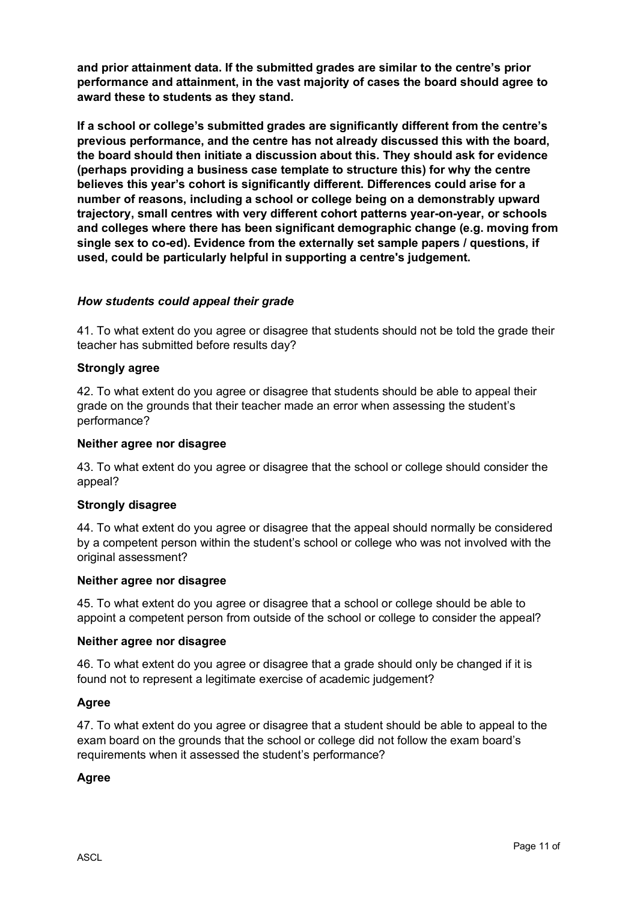**and prior attainment data. If the submitted grades are similar to the centre's prior performance and attainment, in the vast majority of cases the board should agree to award these to students as they stand.**

**If a school or college's submitted grades are significantly different from the centre's previous performance, and the centre has not already discussed this with the board, the board should then initiate a discussion about this. They should ask for evidence (perhaps providing a business case template to structure this) for why the centre believes this year's cohort is significantly different. Differences could arise for a number of reasons, including a school or college being on a demonstrably upward trajectory, small centres with very different cohort patterns year-on-year, or schools and colleges where there has been significant demographic change (e.g. moving from single sex to co-ed). Evidence from the externally set sample papers / questions, if used, could be particularly helpful in supporting a centre's judgement.**

### *How students could appeal their grade*

41. To what extent do you agree or disagree that students should not be told the grade their teacher has submitted before results day?

**Strongly agree**

42. To what extent do you agree or disagree that students should be able to appeal their grade on the grounds that their teacher made an error when assessing the student's performance?

**Neither agree nor disagree**

43. To what extent do you agree or disagree that the school or college should consider the appeal?

**Strongly disagree**

44. To what extent do you agree or disagree that the appeal should normally be considered by a competent person within the student's school or college who was not involved with the original assessment?

**Neither agree nor disagree**

45. To what extent do you agree or disagree that a school or college should be able to appoint a competent person from outside of the school or college to consider the appeal?

**Neither agree nor disagree**

46. To what extent do you agree or disagree that a grade should only be changed if it is found not to represent a legitimate exercise of academic judgement?

**Agree**

47. To what extent do you agree or disagree that a student should be able to appeal to the exam board on the grounds that the school or college did not follow the exam board's requirements when it assessed the student's performance?

**Agree**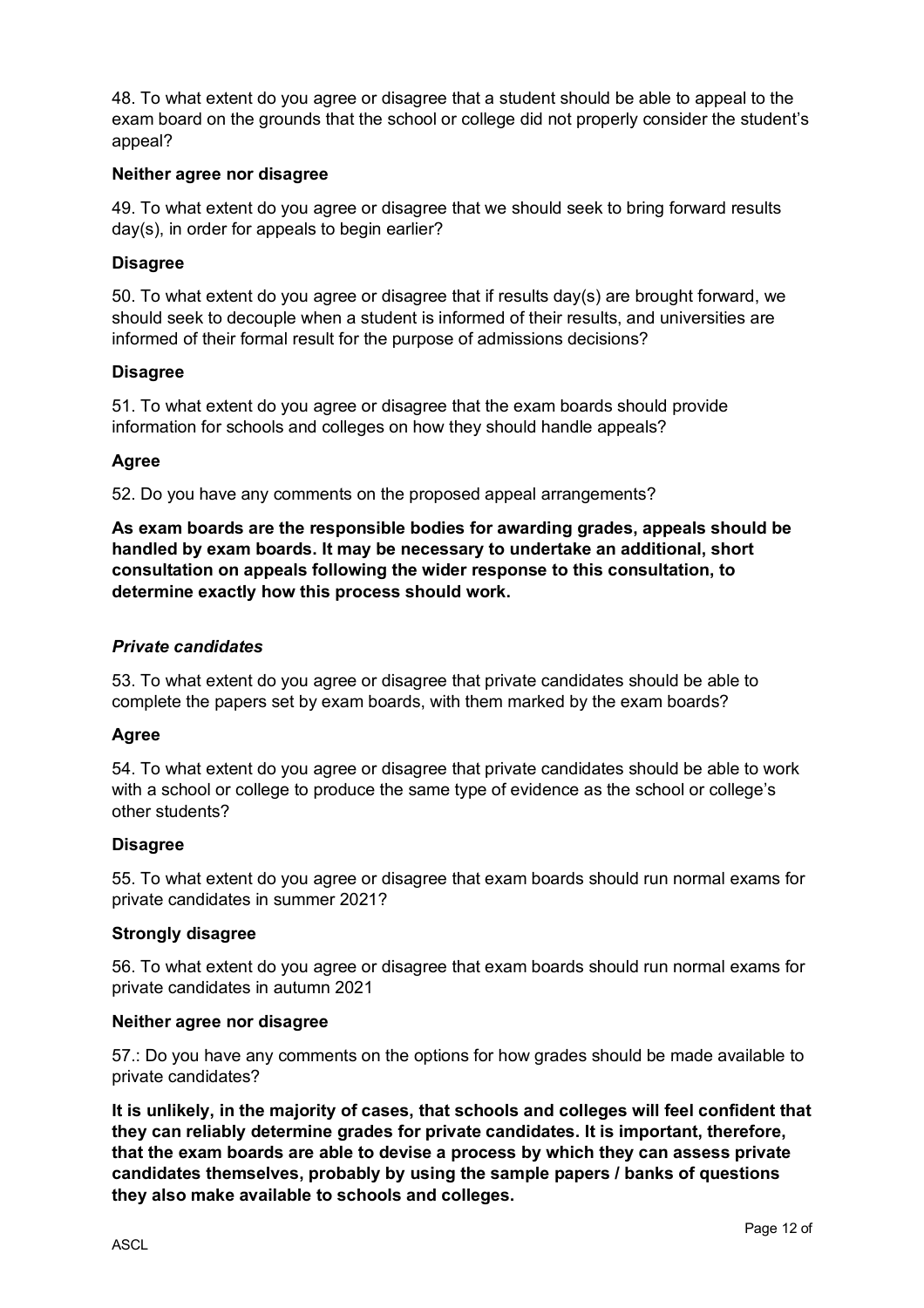48. To what extent do you agree or disagree that a student should be able to appeal to the exam board on the grounds that the school or college did not properly consider the student's appeal?

**Neither agree nor disagree**

49. To what extent do you agree or disagree that we should seek to bring forward results day(s), in order for appeals to begin earlier?

**Disagree**

50. To what extent do you agree or disagree that if results day(s) are brought forward, we should seek to decouple when a student is informed of their results, and universities are informed of their formal result for the purpose of admissions decisions?

**Disagree**

51. To what extent do you agree or disagree that the exam boards should provide information for schools and colleges on how they should handle appeals?

**Agree**

52. Do you have any comments on the proposed appeal arrangements?

**As exam boards are the responsible bodies for awarding grades, appeals should be handled by exam boards. It may be necessary to undertake an additional, short consultation on appeals following the wider response to this consultation, to determine exactly how this process should work.**

### *Private candidates*

53. To what extent do you agree or disagree that private candidates should be able to complete the papers set by exam boards, with them marked by the exam boards?

**Agree**

54. To what extent do you agree or disagree that private candidates should be able to work with a school or college to produce the same type of evidence as the school or college's other students?

**Disagree**

55. To what extent do you agree or disagree that exam boards should run normal exams for private candidates in summer 2021?

**Strongly disagree**

56. To what extent do you agree or disagree that exam boards should run normal exams for private candidates in autumn 2021

**Neither agree nor disagree**

57.: Do you have any comments on the options for how grades should be made available to private candidates?

**It is unlikely, in the majority of cases, that schools and colleges will feel confident that they can reliably determine grades for private candidates. It is important, therefore, that the exam boards are able to devise a process by which they can assess private candidates themselves, probably by using the sample papers / banks of questions they also make available to schools and colleges.**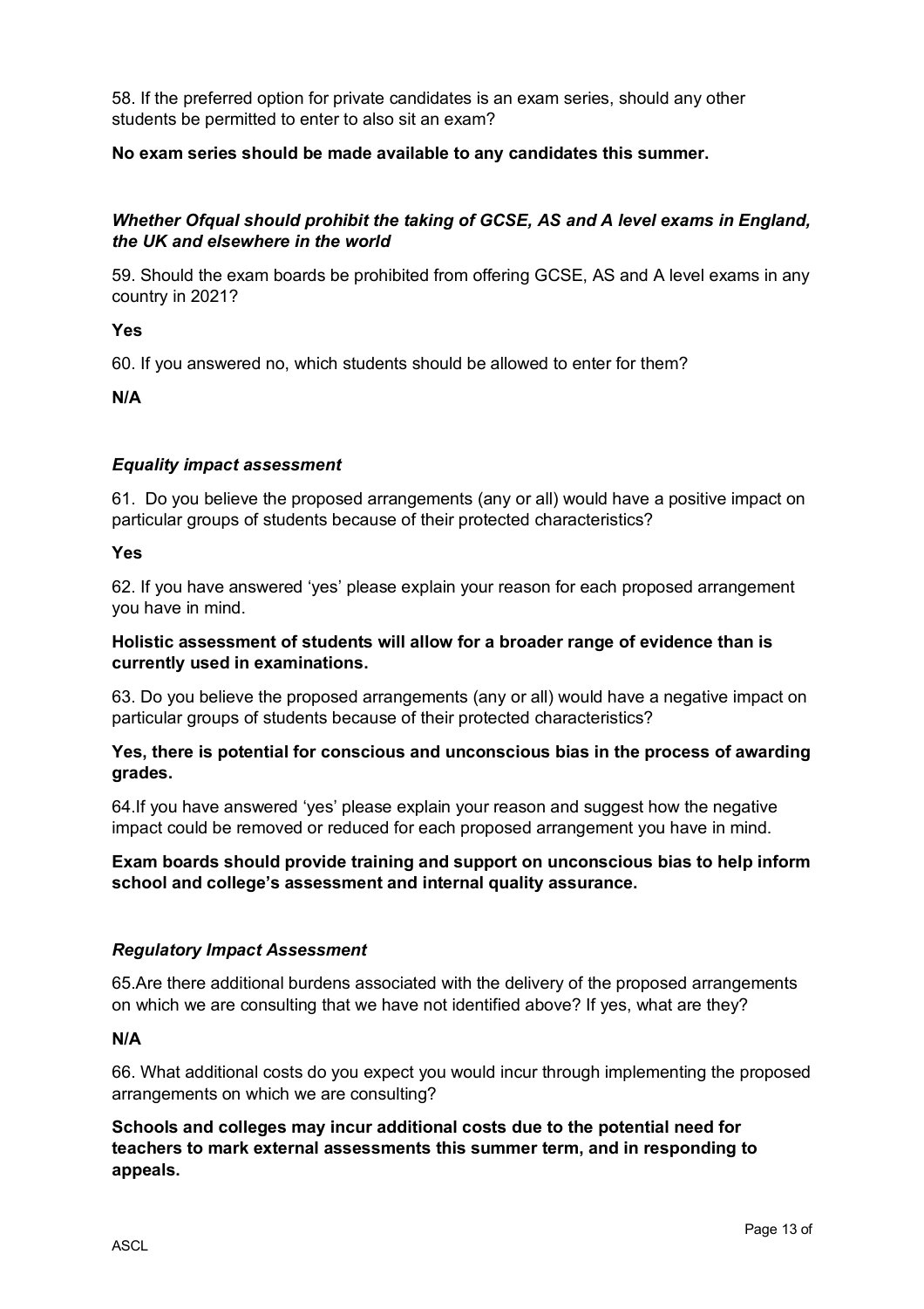58. If the preferred option for private candidates is an exam series, should any other students be permitted to enter to also sit an exam?

**No exam series should be made available to any candidates this summer.**

### *Whether Ofqual should prohibit the taking of GCSE, AS and A level exams in England, the UK and elsewhere in the world*

59. Should the exam boards be prohibited from offering GCSE, AS and A level exams in any country in 2021?

**Yes**

60. If you answered no, which students should be allowed to enter for them?

**N/A**

### *Equality impact assessment*

61. Do you believe the proposed arrangements (any or all) would have a positive impact on particular groups of students because of their protected characteristics?

**Yes**

62. If you have answered 'yes' please explain your reason for each proposed arrangement you have in mind.

**Holistic assessment of students will allow for a broader range of evidence than is currently used in examinations.**

63. Do you believe the proposed arrangements (any or all) would have a negative impact on particular groups of students because of their protected characteristics?

**Yes, there is potential for conscious and unconscious bias in the process of awarding grades.**

64.If you have answered 'yes' please explain your reason and suggest how the negative impact could be removed or reduced for each proposed arrangement you have in mind.

**Exam boards should provide training and support on unconscious bias to help inform school and college's assessment and internal quality assurance.**

### *Regulatory Impact Assessment*

65.Are there additional burdens associated with the delivery of the proposed arrangements on which we are consulting that we have not identified above? If yes, what are they?

**N/A**

66. What additional costs do you expect you would incur through implementing the proposed arrangements on which we are consulting?

**Schools and colleges may incur additional costs due to the potential need for teachers to mark external assessments this summer term, and in responding to appeals.**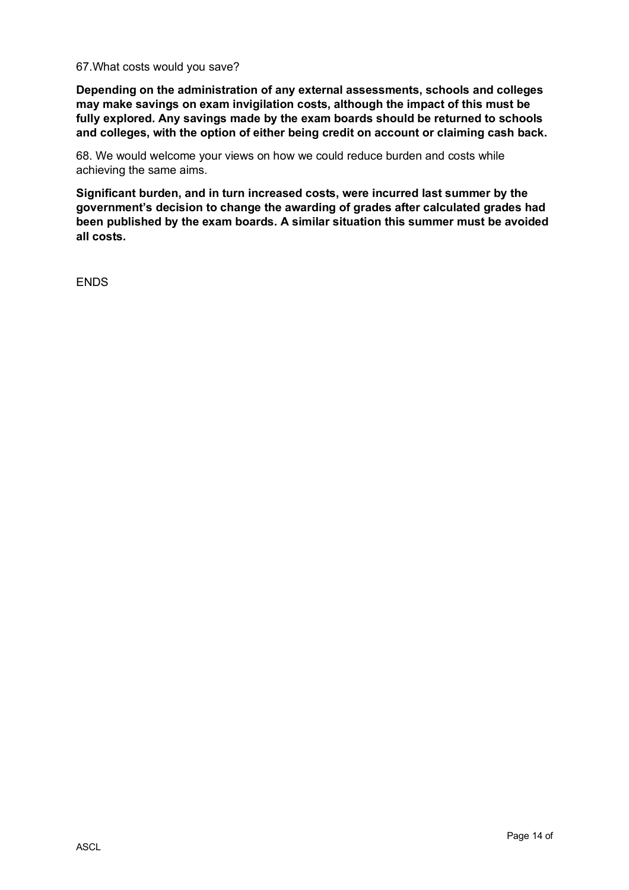67.What costs would you save?

**Depending on the administration of any external assessments, schools and colleges may make savings on exam invigilation costs, although the impact of this must be fully explored. Any savings made by the exam boards should be returned to schools and colleges, with the option of either being credit on account or claiming cash back.**

68. We would welcome your views on how we could reduce burden and costs while achieving the same aims.

**Significant burden, and in turn increased costs, were incurred last summer by the government's decision to change the awarding of grades after calculated grades had been published by the exam boards. A similar situation this summer must be avoided all costs.**

ENDS